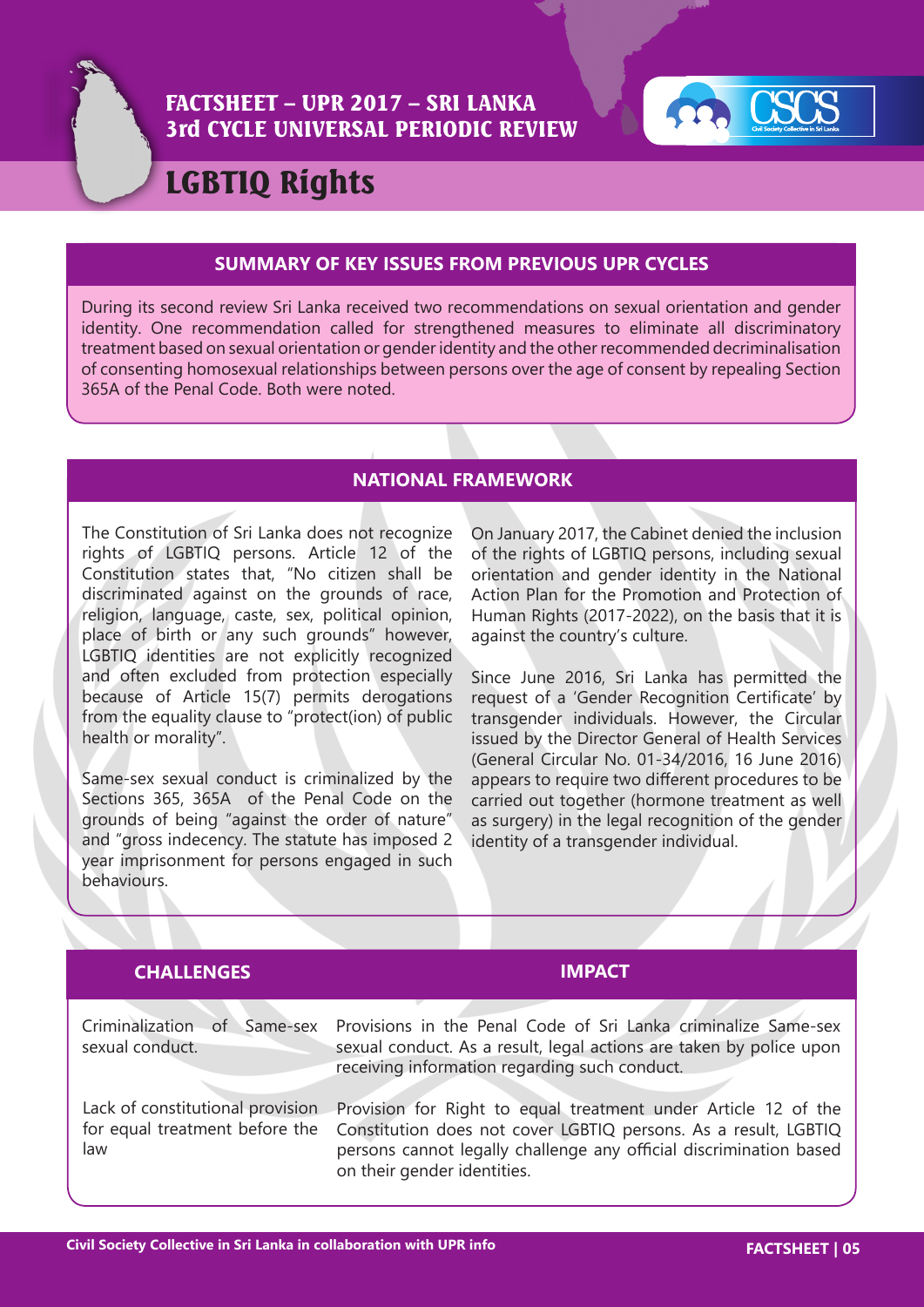# FACTSHEET – UPR 2017 – SRI LANKA
# 3rd CYCLE UNIVERSAL PERIODIC REVIEW

# LGBTIQ Rights

## SUMMARY OF KEY ISSUES FROM PREVIOUS UPR CYCLES

During its second review Sri Lanka received two recommendations on sexual orientation and gender identity. One recommendation called for strengthened measures to eliminate all discriminatory treatment based on sexual orientation or gender identity and the other recommended decriminalisation of consenting homosexual relationships between persons over the age of consent by repealing Section 365A of the Penal Code. Both were noted.

## NATIONAL FRAMEWORK

The Constitution of Sri Lanka does not recognize rights of LGBTIQ persons. Article 12 of the Constitution states that, "No citizen shall be discriminated against on the grounds of race, religion, language, caste, sex, political opinion, place of birth or any such grounds" however, LGBTIQ identities are not explicitly recognized and often excluded from protection especially because of Article 15(7) permits derogations from the equality clause to "protect(ion) of public health or morality".

Same-sex sexual conduct is criminalized by the Sections 365, 365A of the Penal Code on the grounds of being "against the order of nature" and "gross indecency. The statute has imposed 2 year imprisonment for persons engaged in such behaviours.

On January 2017, the Cabinet denied the inclusion of the rights of LGBTIQ persons, including sexual orientation and gender identity in the National Action Plan for the Promotion and Protection of Human Rights (2017-2022), on the basis that it is against the country's culture.

Since June 2016, Sri Lanka has permitted the request of a 'Gender Recognition Certificate' by transgender individuals. However, the Circular issued by the Director General of Health Services (General Circular No. 01-34/2016, 16 June 2016) appears to require two different procedures to be carried out together (hormone treatment as well as surgery) in the legal recognition of the gender identity of a transgender individual.

| CHALLENGES | IMPACT |
|---|---|
| Criminalization of Same-sex sexual conduct. | Provisions in the Penal Code of Sri Lanka criminalize Same-sex sexual conduct. As a result, legal actions are taken by police upon receiving information regarding such conduct. |
| Lack of constitutional provision for equal treatment before the law | Provision for Right to equal treatment under Article 12 of the Constitution does not cover LGBTIQ persons. As a result, LGBTIQ persons cannot legally challenge any official discrimination based on their gender identities. |

Civil Society Collective in Sri Lanka in collaboration with UPR info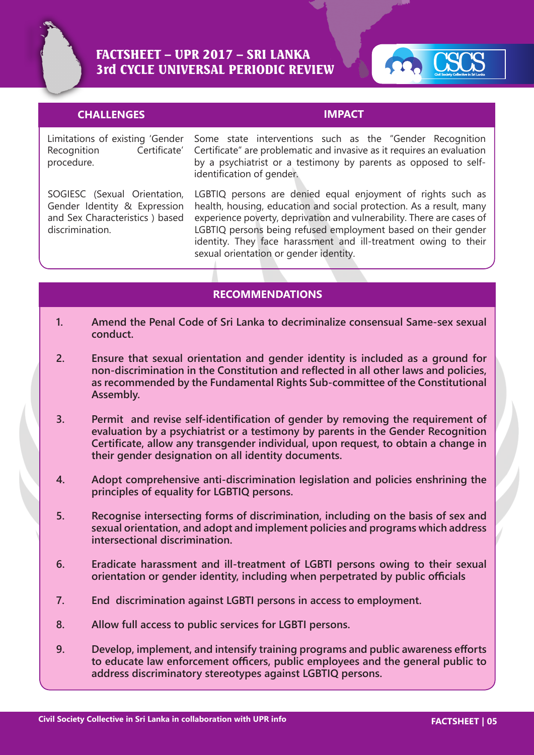# FACTSHEET – UPR 2017 – SRI LANKA
## 3rd CYCLE UNIVERSAL PERIODIC REVIEW

| CHALLENGES | IMPACT |
|---|---|
| Limitations of existing 'Gender Recognition Certificate' procedure. | Some state interventions such as the "Gender Recognition Certificate" are problematic and invasive as it requires an evaluation by a psychiatrist or a testimony by parents as opposed to self-identification of gender. |
| SOGIESC (Sexual Orientation, Gender Identity & Expression and Sex Characteristics ) based discrimination. | LGBTIQ persons are denied equal enjoyment of rights such as health, housing, education and social protection. As a result, many experience poverty, deprivation and vulnerability. There are cases of LGBTIQ persons being refused employment based on their gender identity. They face harassment and ill-treatment owing to their sexual orientation or gender identity. |

## RECOMMENDATIONS

1. **Amend the Penal Code of Sri Lanka to decriminalize consensual Same-sex sexual conduct.**
2. **Ensure that sexual orientation and gender identity is included as a ground for non-discrimination in the Constitution and reflected in all other laws and policies, as recommended by the Fundamental Rights Sub-committee of the Constitutional Assembly.**
3. **Permit and revise self-identification of gender by removing the requirement of evaluation by a psychiatrist or a testimony by parents in the Gender Recognition Certificate, allow any transgender individual, upon request, to obtain a change in their gender designation on all identity documents.**
4. **Adopt comprehensive anti-discrimination legislation and policies enshrining the principles of equality for LGBTIQ persons.**
5. **Recognise intersecting forms of discrimination, including on the basis of sex and sexual orientation, and adopt and implement policies and programs which address intersectional discrimination.**
6. **Eradicate harassment and ill-treatment of LGBTI persons owing to their sexual orientation or gender identity, including when perpetrated by public officials**
7. **End discrimination against LGBTI persons in access to employment.**
8. **Allow full access to public services for LGBTI persons.**
9. **Develop, implement, and intensify training programs and public awareness efforts to educate law enforcement officers, public employees and the general public to address discriminatory stereotypes against LGBTIQ persons.**

Civil Society Collective in Sri Lanka in collaboration with UPR info

FACTSHEET | 05